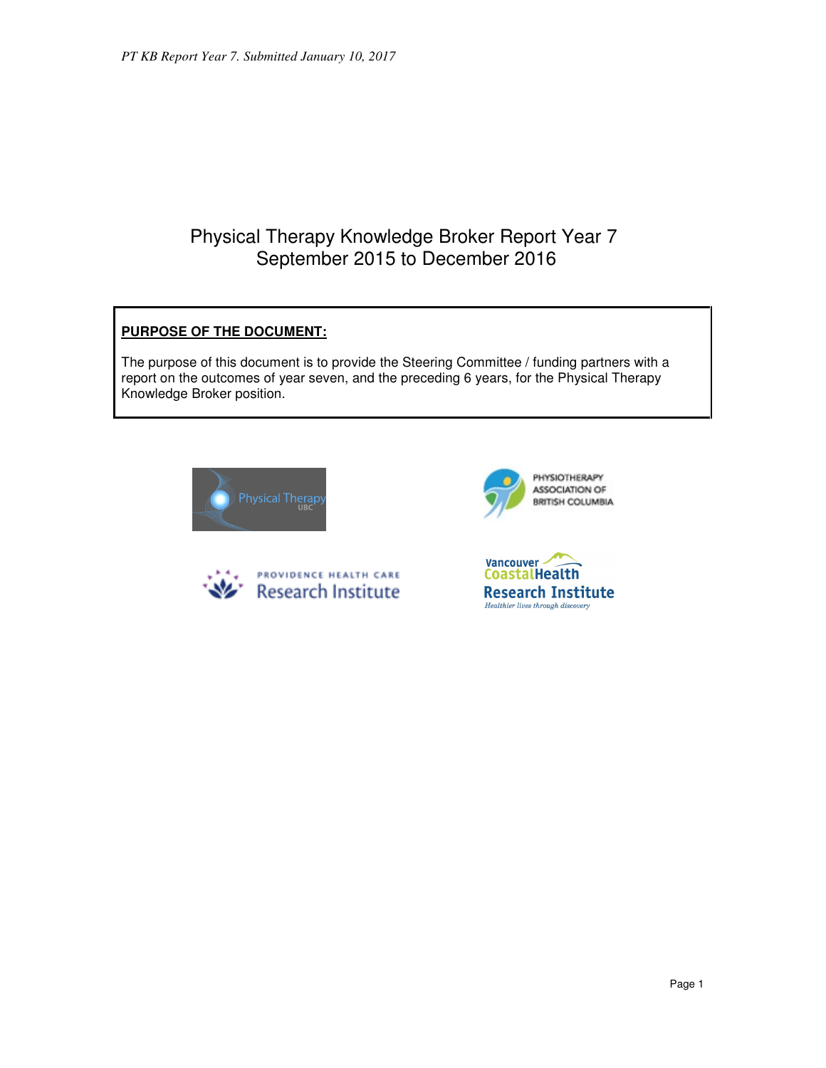# Physical Therapy Knowledge Broker Report Year 7
## September 2015 to December 2016

**PURPOSE OF THE DOCUMENT:**

The purpose of this document is to provide the Steering Committee / funding partners with a report on the outcomes of year seven, and the preceding 6 years, for the Physical Therapy Knowledge Broker position.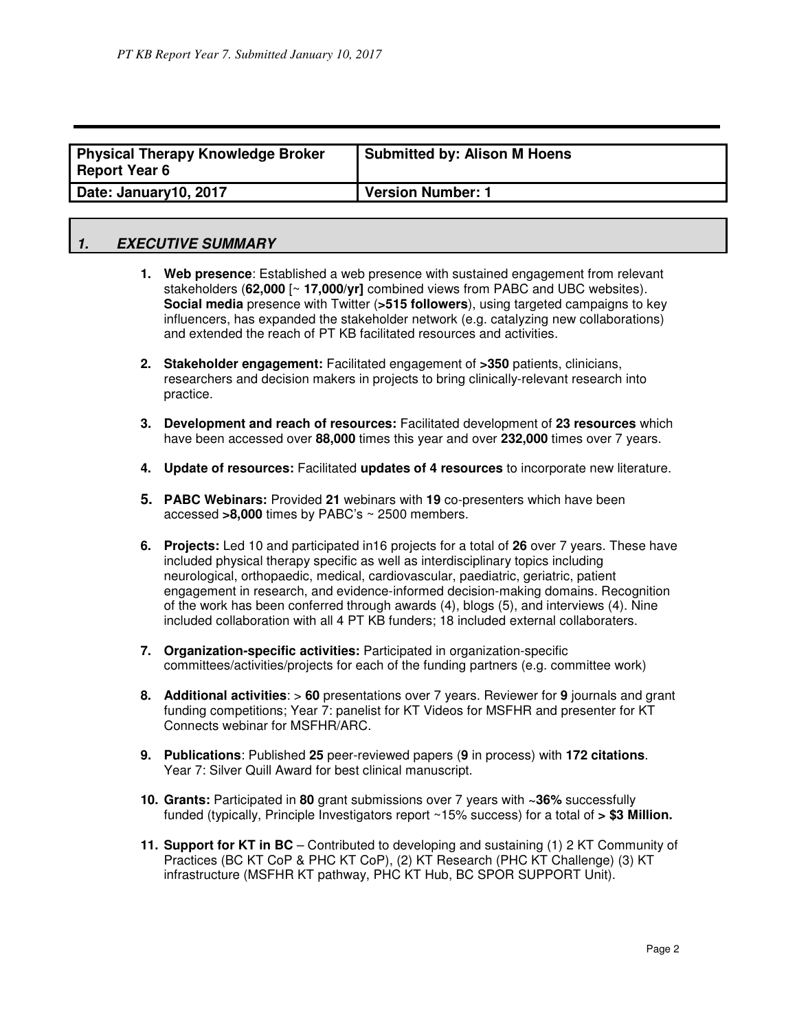| Physical Therapy Knowledge Broker Report Year 6 | Submitted by: Alison M Hoens |
|---|---|
| Date: January10, 2017 | Version Number: 1 |

## 1. EXECUTIVE SUMMARY

1. **Web presence**: Established a web presence with sustained engagement from relevant stakeholders (**62,000** [~ **17,000/yr]** combined views from PABC and UBC websites). **Social media** presence with Twitter (**>515 followers**), using targeted campaigns to key influencers, has expanded the stakeholder network (e.g. catalyzing new collaborations) and extended the reach of PT KB facilitated resources and activities.

2. **Stakeholder engagement:** Facilitated engagement of **>350** patients, clinicians, researchers and decision makers in projects to bring clinically-relevant research into practice.

3. **Development and reach of resources:** Facilitated development of **23 resources** which have been accessed over **88,000** times this year and over **232,000** times over 7 years.

4. **Update of resources:** Facilitated **updates of 4 resources** to incorporate new literature.

5. **PABC Webinars:** Provided **21** webinars with **19** co-presenters which have been accessed **>8,000** times by PABC's ~ 2500 members.

6. **Projects:** Led 10 and participated in16 projects for a total of **26** over 7 years. These have included physical therapy specific as well as interdisciplinary topics including neurological, orthopaedic, medical, cardiovascular, paediatric, geriatric, patient engagement in research, and evidence-informed decision-making domains. Recognition of the work has been conferred through awards (4), blogs (5), and interviews (4). Nine included collaboration with all 4 PT KB funders; 18 included external collaboraters.

7. **Organization-specific activities:** Participated in organization-specific committees/activities/projects for each of the funding partners (e.g. committee work)

8. **Additional activities**: > **60** presentations over 7 years. Reviewer for **9** journals and grant funding competitions; Year 7: panelist for KT Videos for MSFHR and presenter for KT Connects webinar for MSFHR/ARC.

9. **Publications**: Published **25** peer-reviewed papers (**9** in process) with **172 citations**. Year 7: Silver Quill Award for best clinical manuscript.

10. **Grants:** Participated in **80** grant submissions over 7 years with **~36%** successfully funded (typically, Principle Investigators report ~15% success) for a total of **> $3 Million.**

11. **Support for KT in BC** – Contributed to developing and sustaining (1) 2 KT Community of Practices (BC KT CoP & PHC KT CoP), (2) KT Research (PHC KT Challenge) (3) KT infrastructure (MSFHR KT pathway, PHC KT Hub, BC SPOR SUPPORT Unit).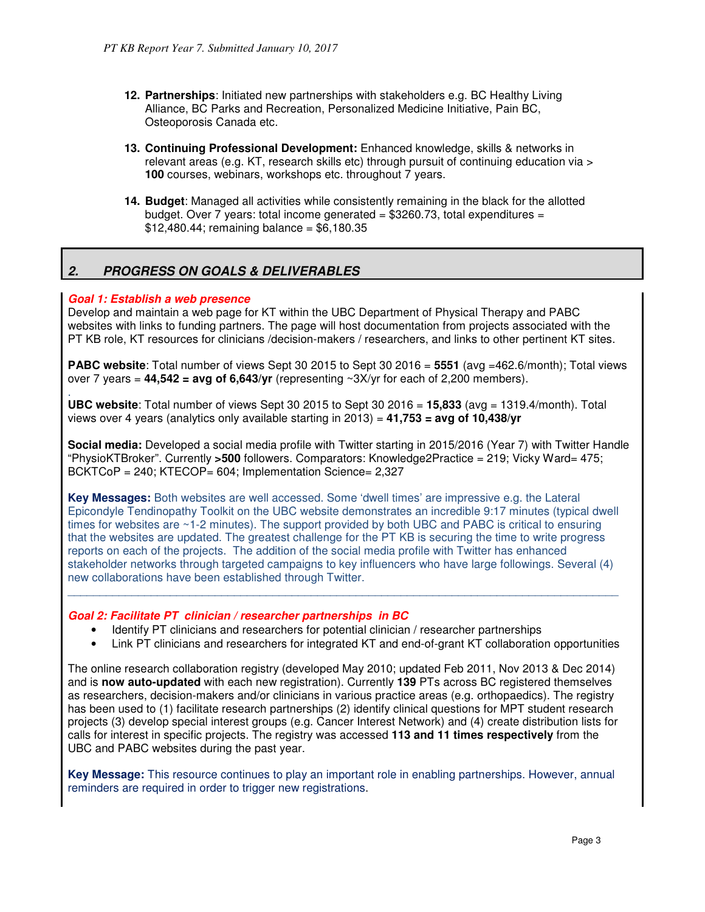12. **Partnerships**: Initiated new partnerships with stakeholders e.g. BC Healthy Living Alliance, BC Parks and Recreation, Personalized Medicine Initiative, Pain BC, Osteoporosis Canada etc.

13. **Continuing Professional Development:** Enhanced knowledge, skills & networks in relevant areas (e.g. KT, research skills etc) through pursuit of continuing education via > **100** courses, webinars, workshops etc. throughout 7 years.

14. **Budget**: Managed all activities while consistently remaining in the black for the allotted budget. Over 7 years: total income generated = $3260.73, total expenditures = $12,480.44; remaining balance = $6,180.35

## 2. PROGRESS ON GOALS & DELIVERABLES

### Goal 1: Establish a web presence

Develop and maintain a web page for KT within the UBC Department of Physical Therapy and PABC websites with links to funding partners. The page will host documentation from projects associated with the PT KB role, KT resources for clinicians /decision-makers / researchers, and links to other pertinent KT sites.

**PABC website**: Total number of views Sept 30 2015 to Sept 30 2016 = **5551** (avg =462.6/month); Total views over 7 years = **44,542 = avg of 6,643/yr** (representing ~3X/yr for each of 2,200 members).

**UBC website**: Total number of views Sept 30 2015 to Sept 30 2016 = **15,833** (avg = 1319.4/month). Total views over 4 years (analytics only available starting in 2013) = **41,753 = avg of 10,438/yr**

**Social media:** Developed a social media profile with Twitter starting in 2015/2016 (Year 7) with Twitter Handle "PhysioKTBroker". Currently **>500** followers. Comparators: Knowledge2Practice = 219; Vicky Ward= 475; BCKTCoP = 240; KTECOP= 604; Implementation Science= 2,327

**Key Messages:** Both websites are well accessed. Some 'dwell times' are impressive e.g. the Lateral Epicondyle Tendinopathy Toolkit on the UBC website demonstrates an incredible 9:17 minutes (typical dwell times for websites are ~1-2 minutes). The support provided by both UBC and PABC is critical to ensuring that the websites are updated. The greatest challenge for the PT KB is securing the time to write progress reports on each of the projects. The addition of the social media profile with Twitter has enhanced stakeholder networks through targeted campaigns to key influencers who have large followings. Several (4) new collaborations have been established through Twitter.

---

### Goal 2: Facilitate PT clinician / researcher partnerships in BC

- Identify PT clinicians and researchers for potential clinician / researcher partnerships
- Link PT clinicians and researchers for integrated KT and end-of-grant KT collaboration opportunities

The online research collaboration registry (developed May 2010; updated Feb 2011, Nov 2013 & Dec 2014) and is **now auto-updated** with each new registration). Currently **139** PTs across BC registered themselves as researchers, decision-makers and/or clinicians in various practice areas (e.g. orthopaedics). The registry has been used to (1) facilitate research partnerships (2) identify clinical questions for MPT student research projects (3) develop special interest groups (e.g. Cancer Interest Network) and (4) create distribution lists for calls for interest in specific projects. The registry was accessed **113 and 11 times respectively** from the UBC and PABC websites during the past year.

**Key Message:** This resource continues to play an important role in enabling partnerships. However, annual reminders are required in order to trigger new registrations.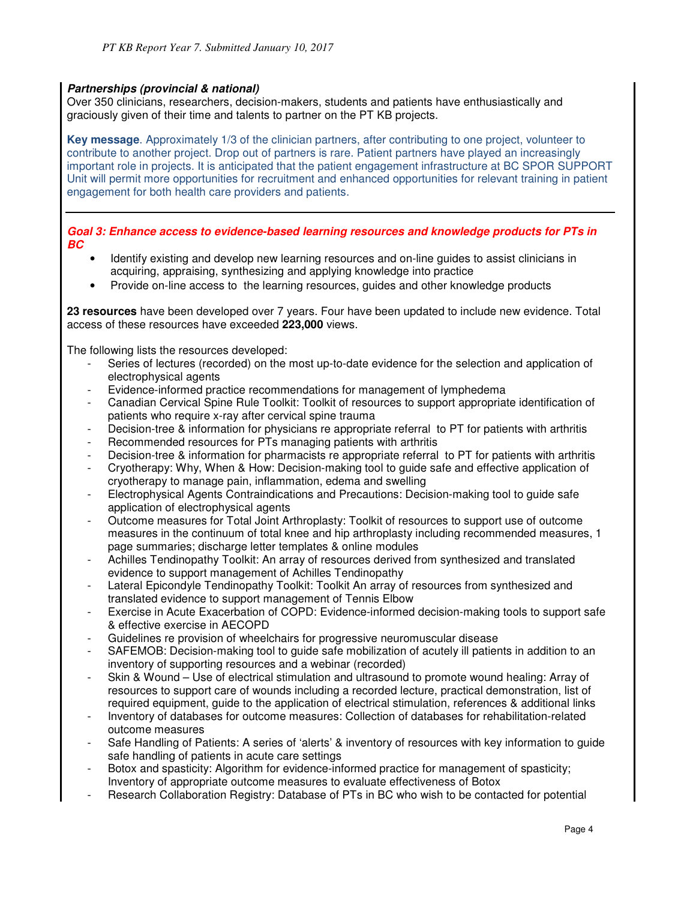***Partnerships (provincial & national)***

Over 350 clinicians, researchers, decision-makers, students and patients have enthusiastically and graciously given of their time and talents to partner on the PT KB projects.

**Key message**. Approximately 1/3 of the clinician partners, after contributing to one project, volunteer to contribute to another project. Drop out of partners is rare. Patient partners have played an increasingly important role in projects. It is anticipated that the patient engagement infrastructure at BC SPOR SUPPORT Unit will permit more opportunities for recruitment and enhanced opportunities for relevant training in patient engagement for both health care providers and patients.

---

***Goal 3: Enhance access to evidence-based learning resources and knowledge products for PTs in BC***

- Identify existing and develop new learning resources and on-line guides to assist clinicians in acquiring, appraising, synthesizing and applying knowledge into practice
- Provide on-line access to the learning resources, guides and other knowledge products

**23 resources** have been developed over 7 years. Four have been updated to include new evidence. Total access of these resources have exceeded **223,000** views.

The following lists the resources developed:

- Series of lectures (recorded) on the most up-to-date evidence for the selection and application of electrophysical agents
- Evidence-informed practice recommendations for management of lymphedema
- Canadian Cervical Spine Rule Toolkit: Toolkit of resources to support appropriate identification of patients who require x-ray after cervical spine trauma
- Decision-tree & information for physicians re appropriate referral to PT for patients with arthritis
- Recommended resources for PTs managing patients with arthritis
- Decision-tree & information for pharmacists re appropriate referral to PT for patients with arthritis
- Cryotherapy: Why, When & How: Decision-making tool to guide safe and effective application of cryotherapy to manage pain, inflammation, edema and swelling
- Electrophysical Agents Contraindications and Precautions: Decision-making tool to guide safe application of electrophysical agents
- Outcome measures for Total Joint Arthroplasty: Toolkit of resources to support use of outcome measures in the continuum of total knee and hip arthroplasty including recommended measures, 1 page summaries; discharge letter templates & online modules
- Achilles Tendinopathy Toolkit: An array of resources derived from synthesized and translated evidence to support management of Achilles Tendinopathy
- Lateral Epicondyle Tendinopathy Toolkit: Toolkit An array of resources from synthesized and translated evidence to support management of Tennis Elbow
- Exercise in Acute Exacerbation of COPD: Evidence-informed decision-making tools to support safe & effective exercise in AECOPD
- Guidelines re provision of wheelchairs for progressive neuromuscular disease
- SAFEMOB: Decision-making tool to guide safe mobilization of acutely ill patients in addition to an inventory of supporting resources and a webinar (recorded)
- Skin & Wound – Use of electrical stimulation and ultrasound to promote wound healing: Array of resources to support care of wounds including a recorded lecture, practical demonstration, list of required equipment, guide to the application of electrical stimulation, references & additional links
- Inventory of databases for outcome measures: Collection of databases for rehabilitation-related outcome measures
- Safe Handling of Patients: A series of 'alerts' & inventory of resources with key information to guide safe handling of patients in acute care settings
- Botox and spasticity: Algorithm for evidence-informed practice for management of spasticity; Inventory of appropriate outcome measures to evaluate effectiveness of Botox
- Research Collaboration Registry: Database of PTs in BC who wish to be contacted for potential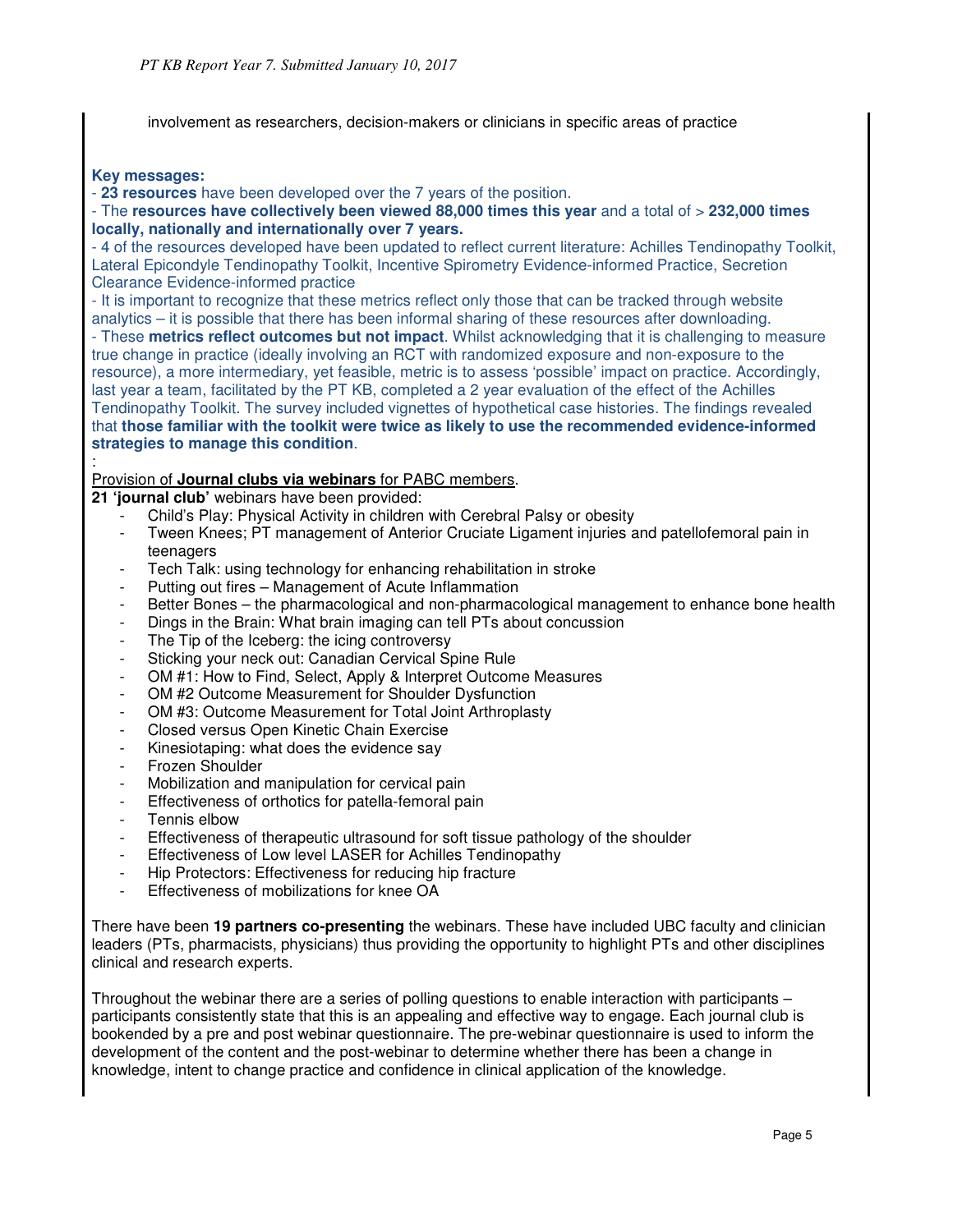involvement as researchers, decision-makers or clinicians in specific areas of practice

**Key messages:**

- **23 resources** have been developed over the 7 years of the position.
- The **resources have collectively been viewed 88,000 times this year** and a total of > **232,000 times locally, nationally and internationally over 7 years.**
- 4 of the resources developed have been updated to reflect current literature: Achilles Tendinopathy Toolkit, Lateral Epicondyle Tendinopathy Toolkit, Incentive Spirometry Evidence-informed Practice, Secretion Clearance Evidence-informed practice
- It is important to recognize that these metrics reflect only those that can be tracked through website analytics – it is possible that there has been informal sharing of these resources after downloading.
- These **metrics reflect outcomes but not impact**. Whilst acknowledging that it is challenging to measure true change in practice (ideally involving an RCT with randomized exposure and non-exposure to the resource), a more intermediary, yet feasible, metric is to assess 'possible' impact on practice. Accordingly, last year a team, facilitated by the PT KB, completed a 2 year evaluation of the effect of the Achilles Tendinopathy Toolkit. The survey included vignettes of hypothetical case histories. The findings revealed that **those familiar with the toolkit were twice as likely to use the recommended evidence-informed strategies to manage this condition**.

:

Provision of **Journal clubs via webinars** for PABC members.

**21 'journal club'** webinars have been provided:

- Child's Play: Physical Activity in children with Cerebral Palsy or obesity
- Tween Knees; PT management of Anterior Cruciate Ligament injuries and patellofemoral pain in teenagers
- Tech Talk: using technology for enhancing rehabilitation in stroke
- Putting out fires – Management of Acute Inflammation
- Better Bones – the pharmacological and non-pharmacological management to enhance bone health
- Dings in the Brain: What brain imaging can tell PTs about concussion
- The Tip of the Iceberg: the icing controversy
- Sticking your neck out: Canadian Cervical Spine Rule
- OM #1: How to Find, Select, Apply & Interpret Outcome Measures
- OM #2 Outcome Measurement for Shoulder Dysfunction
- OM #3: Outcome Measurement for Total Joint Arthroplasty
- Closed versus Open Kinetic Chain Exercise
- Kinesiotaping: what does the evidence say
- Frozen Shoulder
- Mobilization and manipulation for cervical pain
- Effectiveness of orthotics for patella-femoral pain
- Tennis elbow
- Effectiveness of therapeutic ultrasound for soft tissue pathology of the shoulder
- Effectiveness of Low level LASER for Achilles Tendinopathy
- Hip Protectors: Effectiveness for reducing hip fracture
- Effectiveness of mobilizations for knee OA

There have been **19 partners co-presenting** the webinars. These have included UBC faculty and clinician leaders (PTs, pharmacists, physicians) thus providing the opportunity to highlight PTs and other disciplines clinical and research experts.

Throughout the webinar there are a series of polling questions to enable interaction with participants – participants consistently state that this is an appealing and effective way to engage. Each journal club is bookended by a pre and post webinar questionnaire. The pre-webinar questionnaire is used to inform the development of the content and the post-webinar to determine whether there has been a change in knowledge, intent to change practice and confidence in clinical application of the knowledge.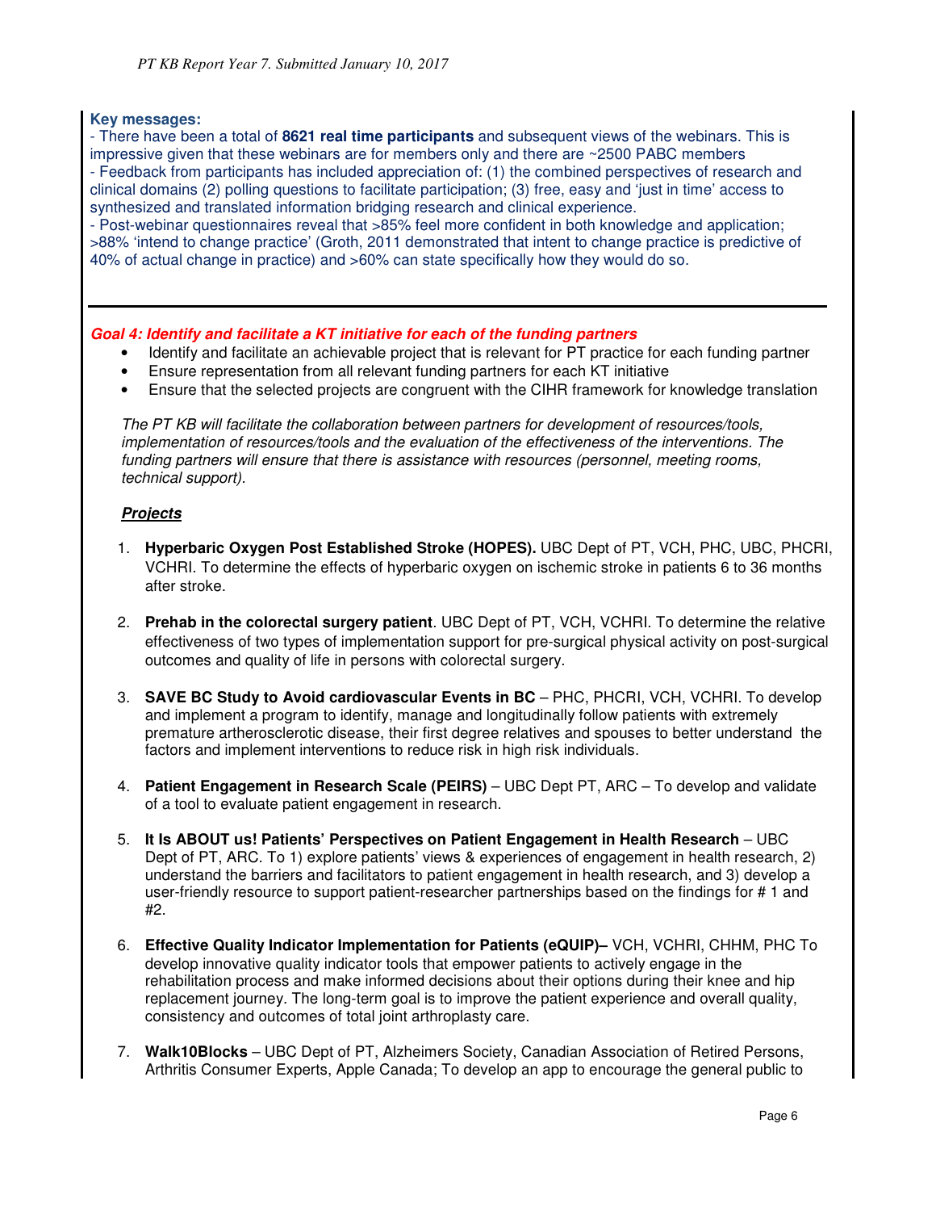**Key messages:**

- There have been a total of **8621 real time participants** and subsequent views of the webinars. This is impressive given that these webinars are for members only and there are ~2500 PABC members
- Feedback from participants has included appreciation of: (1) the combined perspectives of research and clinical domains (2) polling questions to facilitate participation; (3) free, easy and 'just in time' access to synthesized and translated information bridging research and clinical experience.
- Post-webinar questionnaires reveal that >85% feel more confident in both knowledge and application; >88% 'intend to change practice' (Groth, 2011 demonstrated that intent to change practice is predictive of 40% of actual change in practice) and >60% can state specifically how they would do so.

---

***Goal 4: Identify and facilitate a KT initiative for each of the funding partners***

- Identify and facilitate an achievable project that is relevant for PT practice for each funding partner
- Ensure representation from all relevant funding partners for each KT initiative
- Ensure that the selected projects are congruent with the CIHR framework for knowledge translation

*The PT KB will facilitate the collaboration between partners for development of resources/tools, implementation of resources/tools and the evaluation of the effectiveness of the interventions. The funding partners will ensure that there is assistance with resources (personnel, meeting rooms, technical support).*

***Projects***

1. **Hyperbaric Oxygen Post Established Stroke (HOPES).** UBC Dept of PT, VCH, PHC, UBC, PHCRI, VCHRI. To determine the effects of hyperbaric oxygen on ischemic stroke in patients 6 to 36 months after stroke.

2. **Prehab in the colorectal surgery patient**. UBC Dept of PT, VCH, VCHRI. To determine the relative effectiveness of two types of implementation support for pre-surgical physical activity on post-surgical outcomes and quality of life in persons with colorectal surgery.

3. **SAVE BC Study to Avoid cardiovascular Events in BC** – PHC, PHCRI, VCH, VCHRI. To develop and implement a program to identify, manage and longitudinally follow patients with extremely premature artherosclerotic disease, their first degree relatives and spouses to better understand the factors and implement interventions to reduce risk in high risk individuals.

4. **Patient Engagement in Research Scale (PEIRS)** – UBC Dept PT, ARC – To develop and validate of a tool to evaluate patient engagement in research.

5. **It Is ABOUT us! Patients' Perspectives on Patient Engagement in Health Research** – UBC Dept of PT, ARC. To 1) explore patients' views & experiences of engagement in health research, 2) understand the barriers and facilitators to patient engagement in health research, and 3) develop a user-friendly resource to support patient-researcher partnerships based on the findings for # 1 and #2.

6. **Effective Quality Indicator Implementation for Patients (eQUIP)–** VCH, VCHRI, CHHM, PHC To develop innovative quality indicator tools that empower patients to actively engage in the rehabilitation process and make informed decisions about their options during their knee and hip replacement journey. The long-term goal is to improve the patient experience and overall quality, consistency and outcomes of total joint arthroplasty care.

7. **Walk10Blocks** – UBC Dept of PT, Alzheimers Society, Canadian Association of Retired Persons, Arthritis Consumer Experts, Apple Canada; To develop an app to encourage the general public to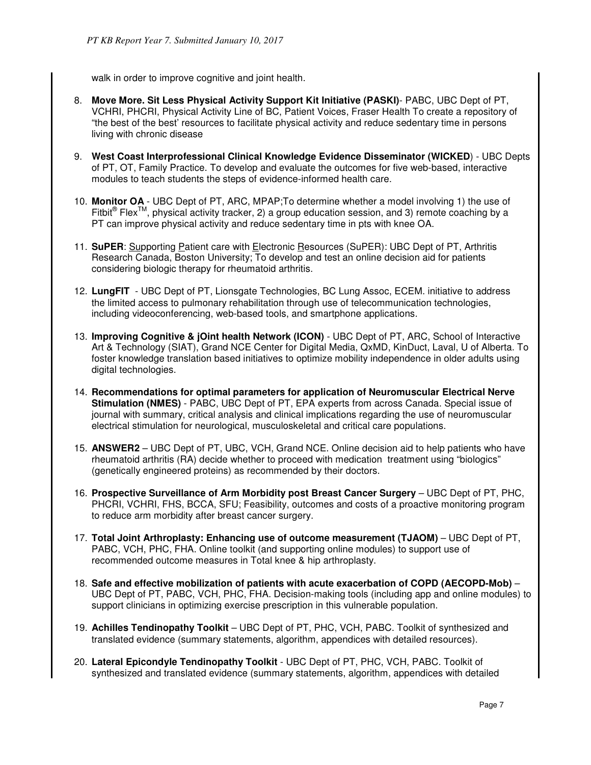walk in order to improve cognitive and joint health.

8. **Move More. Sit Less Physical Activity Support Kit Initiative (PASKI)**- PABC, UBC Dept of PT, VCHRI, PHCRI, Physical Activity Line of BC, Patient Voices, Fraser Health To create a repository of "the best of the best' resources to facilitate physical activity and reduce sedentary time in persons living with chronic disease

9. **West Coast Interprofessional Clinical Knowledge Evidence Disseminator (WICKED**) - UBC Depts of PT, OT, Family Practice. To develop and evaluate the outcomes for five web-based, interactive modules to teach students the steps of evidence-informed health care.

10. **Monitor OA** - UBC Dept of PT, ARC, MPAP;To determine whether a model involving 1) the use of Fitbit® Flex™, physical activity tracker, 2) a group education session, and 3) remote coaching by a PT can improve physical activity and reduce sedentary time in pts with knee OA.

11. **SuPER**: Supporting Patient care with Electronic Resources (SuPER): UBC Dept of PT, Arthritis Research Canada, Boston University; To develop and test an online decision aid for patients considering biologic therapy for rheumatoid arthritis.

12. **LungFIT** - UBC Dept of PT, Lionsgate Technologies, BC Lung Assoc, ECEM. initiative to address the limited access to pulmonary rehabilitation through use of telecommunication technologies, including videoconferencing, web-based tools, and smartphone applications.

13. **Improving Cognitive & jOint health Network (ICON)** - UBC Dept of PT, ARC, School of Interactive Art & Technology (SIAT), Grand NCE Center for Digital Media, QxMD, KinDuct, Laval, U of Alberta. To foster knowledge translation based initiatives to optimize mobility independence in older adults using digital technologies.

14. **Recommendations for optimal parameters for application of Neuromuscular Electrical Nerve Stimulation (NMES)** - PABC, UBC Dept of PT, EPA experts from across Canada. Special issue of journal with summary, critical analysis and clinical implications regarding the use of neuromuscular electrical stimulation for neurological, musculoskeletal and critical care populations.

15. **ANSWER2** – UBC Dept of PT, UBC, VCH, Grand NCE. Online decision aid to help patients who have rheumatoid arthritis (RA) decide whether to proceed with medication treatment using "biologics" (genetically engineered proteins) as recommended by their doctors.

16. **Prospective Surveillance of Arm Morbidity post Breast Cancer Surgery** – UBC Dept of PT, PHC, PHCRI, VCHRI, FHS, BCCA, SFU; Feasibility, outcomes and costs of a proactive monitoring program to reduce arm morbidity after breast cancer surgery.

17. **Total Joint Arthroplasty: Enhancing use of outcome measurement (TJAOM)** – UBC Dept of PT, PABC, VCH, PHC, FHA. Online toolkit (and supporting online modules) to support use of recommended outcome measures in Total knee & hip arthroplasty.

18. **Safe and effective mobilization of patients with acute exacerbation of COPD (AECOPD-Mob)** – UBC Dept of PT, PABC, VCH, PHC, FHA. Decision-making tools (including app and online modules) to support clinicians in optimizing exercise prescription in this vulnerable population.

19. **Achilles Tendinopathy Toolkit** – UBC Dept of PT, PHC, VCH, PABC. Toolkit of synthesized and translated evidence (summary statements, algorithm, appendices with detailed resources).

20. **Lateral Epicondyle Tendinopathy Toolkit** - UBC Dept of PT, PHC, VCH, PABC. Toolkit of synthesized and translated evidence (summary statements, algorithm, appendices with detailed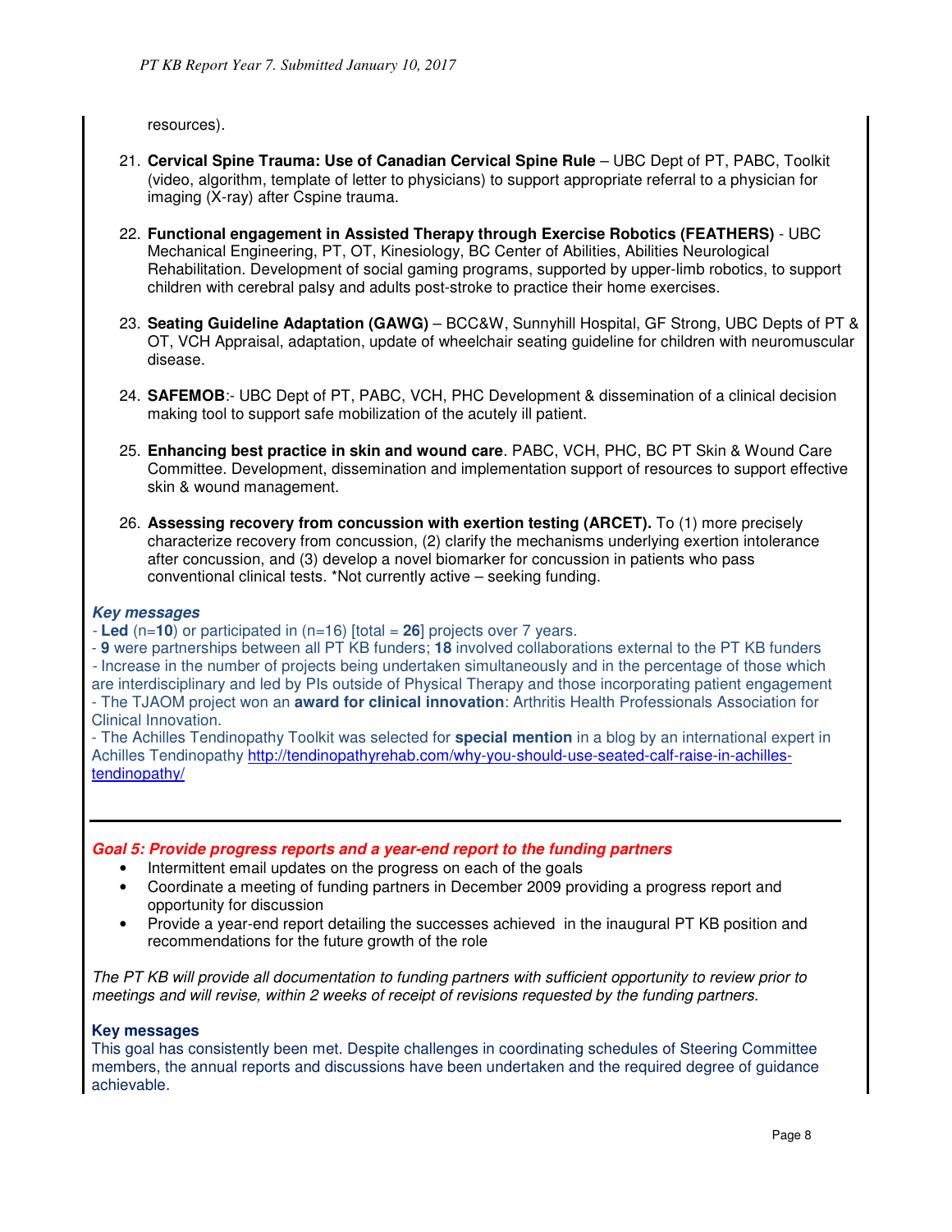resources).

21. **Cervical Spine Trauma: Use of Canadian Cervical Spine Rule** – UBC Dept of PT, PABC, Toolkit (video, algorithm, template of letter to physicians) to support appropriate referral to a physician for imaging (X-ray) after Cspine trauma.

22. **Functional engagement in Assisted Therapy through Exercise Robotics (FEATHERS)** - UBC Mechanical Engineering, PT, OT, Kinesiology, BC Center of Abilities, Abilities Neurological Rehabilitation. Development of social gaming programs, supported by upper-limb robotics, to support children with cerebral palsy and adults post-stroke to practice their home exercises.

23. **Seating Guideline Adaptation (GAWG)** – BCC&W, Sunnyhill Hospital, GF Strong, UBC Depts of PT & OT, VCH Appraisal, adaptation, update of wheelchair seating guideline for children with neuromuscular disease.

24. **SAFEMOB**:- UBC Dept of PT, PABC, VCH, PHC Development & dissemination of a clinical decision making tool to support safe mobilization of the acutely ill patient.

25. **Enhancing best practice in skin and wound care**. PABC, VCH, PHC, BC PT Skin & Wound Care Committee. Development, dissemination and implementation support of resources to support effective skin & wound management.

26. **Assessing recovery from concussion with exertion testing (ARCET).** To (1) more precisely characterize recovery from concussion, (2) clarify the mechanisms underlying exertion intolerance after concussion, and (3) develop a novel biomarker for concussion in patients who pass conventional clinical tests. *Not currently active – seeking funding.

***Key messages***

- **Led** (n=**10**) or participated in (n=16) [total = **26**] projects over 7 years.
- **9** were partnerships between all PT KB funders; **18** involved collaborations external to the PT KB funders
- Increase in the number of projects being undertaken simultaneously and in the percentage of those which are interdisciplinary and led by PIs outside of Physical Therapy and those incorporating patient engagement
- The TJAOM project won an **award for clinical innovation**: Arthritis Health Professionals Association for Clinical Innovation.
- The Achilles Tendinopathy Toolkit was selected for **special mention** in a blog by an international expert in Achilles Tendinopathy http://tendinopathyrehab.com/why-you-should-use-seated-calf-raise-in-achilles-tendinopathy/

---

***Goal 5: Provide progress reports and a year-end report to the funding partners***

- Intermittent email updates on the progress on each of the goals
- Coordinate a meeting of funding partners in December 2009 providing a progress report and opportunity for discussion
- Provide a year-end report detailing the successes achieved in the inaugural PT KB position and recommendations for the future growth of the role

*The PT KB will provide all documentation to funding partners with sufficient opportunity to review prior to meetings and will revise, within 2 weeks of receipt of revisions requested by the funding partners.*

**Key messages**

This goal has consistently been met. Despite challenges in coordinating schedules of Steering Committee members, the annual reports and discussions have been undertaken and the required degree of guidance achievable.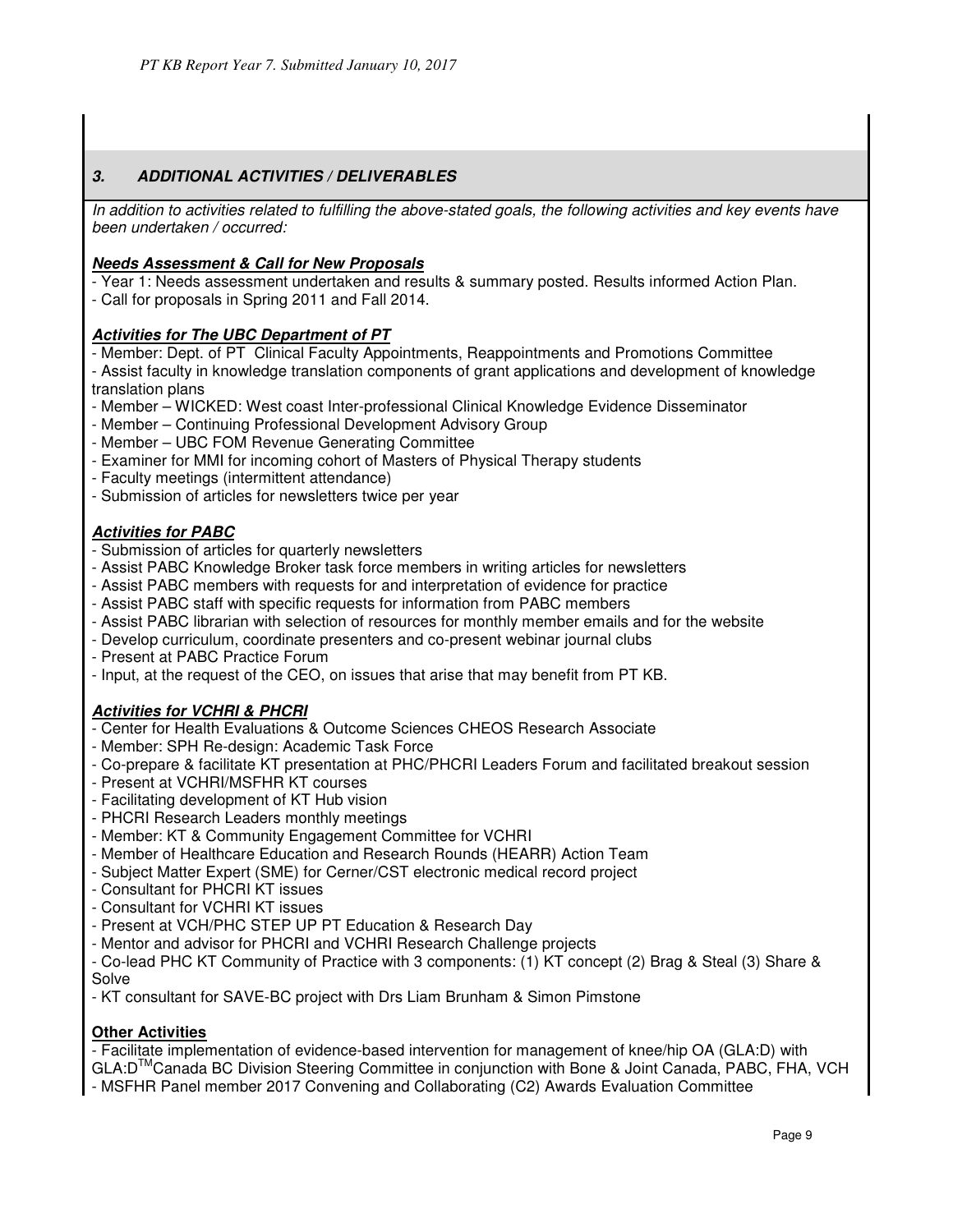## 3. ADDITIONAL ACTIVITIES / DELIVERABLES

*In addition to activities related to fulfilling the above-stated goals, the following activities and key events have been undertaken / occurred:*

***Needs Assessment & Call for New Proposals***

- Year 1: Needs assessment undertaken and results & summary posted. Results informed Action Plan.
- Call for proposals in Spring 2011 and Fall 2014.

***Activities for The UBC Department of PT***

- Member: Dept. of PT Clinical Faculty Appointments, Reappointments and Promotions Committee
- Assist faculty in knowledge translation components of grant applications and development of knowledge translation plans
- Member – WICKED: West coast Inter-professional Clinical Knowledge Evidence Disseminator
- Member – Continuing Professional Development Advisory Group
- Member – UBC FOM Revenue Generating Committee
- Examiner for MMI for incoming cohort of Masters of Physical Therapy students
- Faculty meetings (intermittent attendance)
- Submission of articles for newsletters twice per year

***Activities for PABC***

- Submission of articles for quarterly newsletters
- Assist PABC Knowledge Broker task force members in writing articles for newsletters
- Assist PABC members with requests for and interpretation of evidence for practice
- Assist PABC staff with specific requests for information from PABC members
- Assist PABC librarian with selection of resources for monthly member emails and for the website
- Develop curriculum, coordinate presenters and co-present webinar journal clubs
- Present at PABC Practice Forum
- Input, at the request of the CEO, on issues that arise that may benefit from PT KB.

***Activities for VCHRI & PHCRI***

- Center for Health Evaluations & Outcome Sciences CHEOS Research Associate
- Member: SPH Re-design: Academic Task Force
- Co-prepare & facilitate KT presentation at PHC/PHCRI Leaders Forum and facilitated breakout session
- Present at VCHRI/MSFHR KT courses
- Facilitating development of KT Hub vision
- PHCRI Research Leaders monthly meetings
- Member: KT & Community Engagement Committee for VCHRI
- Member of Healthcare Education and Research Rounds (HEARR) Action Team
- Subject Matter Expert (SME) for Cerner/CST electronic medical record project
- Consultant for PHCRI KT issues
- Consultant for VCHRI KT issues
- Present at VCH/PHC STEP UP PT Education & Research Day
- Mentor and advisor for PHCRI and VCHRI Research Challenge projects
- Co-lead PHC KT Community of Practice with 3 components: (1) KT concept (2) Brag & Steal (3) Share & Solve
- KT consultant for SAVE-BC project with Drs Liam Brunham & Simon Pimstone

**Other Activities**

- Facilitate implementation of evidence-based intervention for management of knee/hip OA (GLA:D) with GLA:D™Canada BC Division Steering Committee in conjunction with Bone & Joint Canada, PABC, FHA, VCH
- MSFHR Panel member 2017 Convening and Collaborating (C2) Awards Evaluation Committee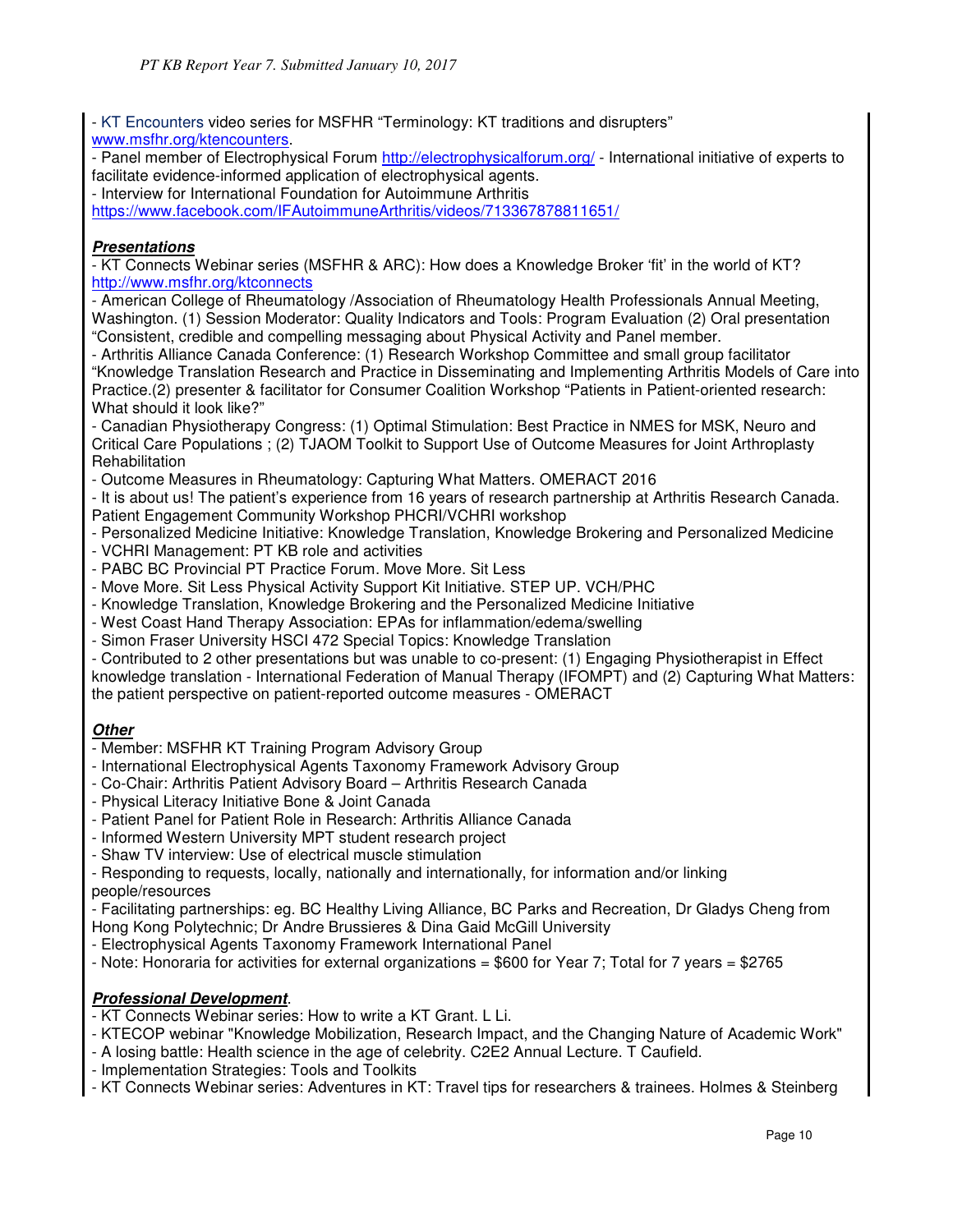- KT Encounters video series for MSFHR "Terminology: KT traditions and disrupters" www.msfhr.org/ktencounters.
- Panel member of Electrophysical Forum http://electrophysicalforum.org/ - International initiative of experts to facilitate evidence-informed application of electrophysical agents.
- Interview for International Foundation for Autoimmune Arthritis https://www.facebook.com/IFAutoimmuneArthritis/videos/713367878811651/

***Presentations***

- KT Connects Webinar series (MSFHR & ARC): How does a Knowledge Broker 'fit' in the world of KT? http://www.msfhr.org/ktconnects
- American College of Rheumatology /Association of Rheumatology Health Professionals Annual Meeting, Washington. (1) Session Moderator: Quality Indicators and Tools: Program Evaluation (2) Oral presentation "Consistent, credible and compelling messaging about Physical Activity and Panel member.
- Arthritis Alliance Canada Conference: (1) Research Workshop Committee and small group facilitator "Knowledge Translation Research and Practice in Disseminating and Implementing Arthritis Models of Care into Practice.(2) presenter & facilitator for Consumer Coalition Workshop "Patients in Patient-oriented research: What should it look like?"
- Canadian Physiotherapy Congress: (1) Optimal Stimulation: Best Practice in NMES for MSK, Neuro and Critical Care Populations ; (2) TJAOM Toolkit to Support Use of Outcome Measures for Joint Arthroplasty Rehabilitation
- Outcome Measures in Rheumatology: Capturing What Matters. OMERACT 2016
- It is about us! The patient's experience from 16 years of research partnership at Arthritis Research Canada. Patient Engagement Community Workshop PHCRI/VCHRI workshop
- Personalized Medicine Initiative: Knowledge Translation, Knowledge Brokering and Personalized Medicine
- VCHRI Management: PT KB role and activities
- PABC BC Provincial PT Practice Forum. Move More. Sit Less
- Move More. Sit Less Physical Activity Support Kit Initiative. STEP UP. VCH/PHC
- Knowledge Translation, Knowledge Brokering and the Personalized Medicine Initiative
- West Coast Hand Therapy Association: EPAs for inflammation/edema/swelling
- Simon Fraser University HSCI 472 Special Topics: Knowledge Translation
- Contributed to 2 other presentations but was unable to co-present: (1) Engaging Physiotherapist in Effect knowledge translation - International Federation of Manual Therapy (IFOMPT) and (2) Capturing What Matters: the patient perspective on patient-reported outcome measures - OMERACT

***Other***

- Member: MSFHR KT Training Program Advisory Group
- International Electrophysical Agents Taxonomy Framework Advisory Group
- Co-Chair: Arthritis Patient Advisory Board – Arthritis Research Canada
- Physical Literacy Initiative Bone & Joint Canada
- Patient Panel for Patient Role in Research: Arthritis Alliance Canada
- Informed Western University MPT student research project
- Shaw TV interview: Use of electrical muscle stimulation
- Responding to requests, locally, nationally and internationally, for information and/or linking people/resources
- Facilitating partnerships: eg. BC Healthy Living Alliance, BC Parks and Recreation, Dr Gladys Cheng from Hong Kong Polytechnic; Dr Andre Brussieres & Dina Gaid McGill University
- Electrophysical Agents Taxonomy Framework International Panel
- Note: Honoraria for activities for external organizations = $600 for Year 7; Total for 7 years = $2765

***Professional Development***.

- KT Connects Webinar series: How to write a KT Grant. L Li.
- KTECOP webinar "Knowledge Mobilization, Research Impact, and the Changing Nature of Academic Work"
- A losing battle: Health science in the age of celebrity. C2E2 Annual Lecture. T Caufield.
- Implementation Strategies: Tools and Toolkits
- KT Connects Webinar series: Adventures in KT: Travel tips for researchers & trainees. Holmes & Steinberg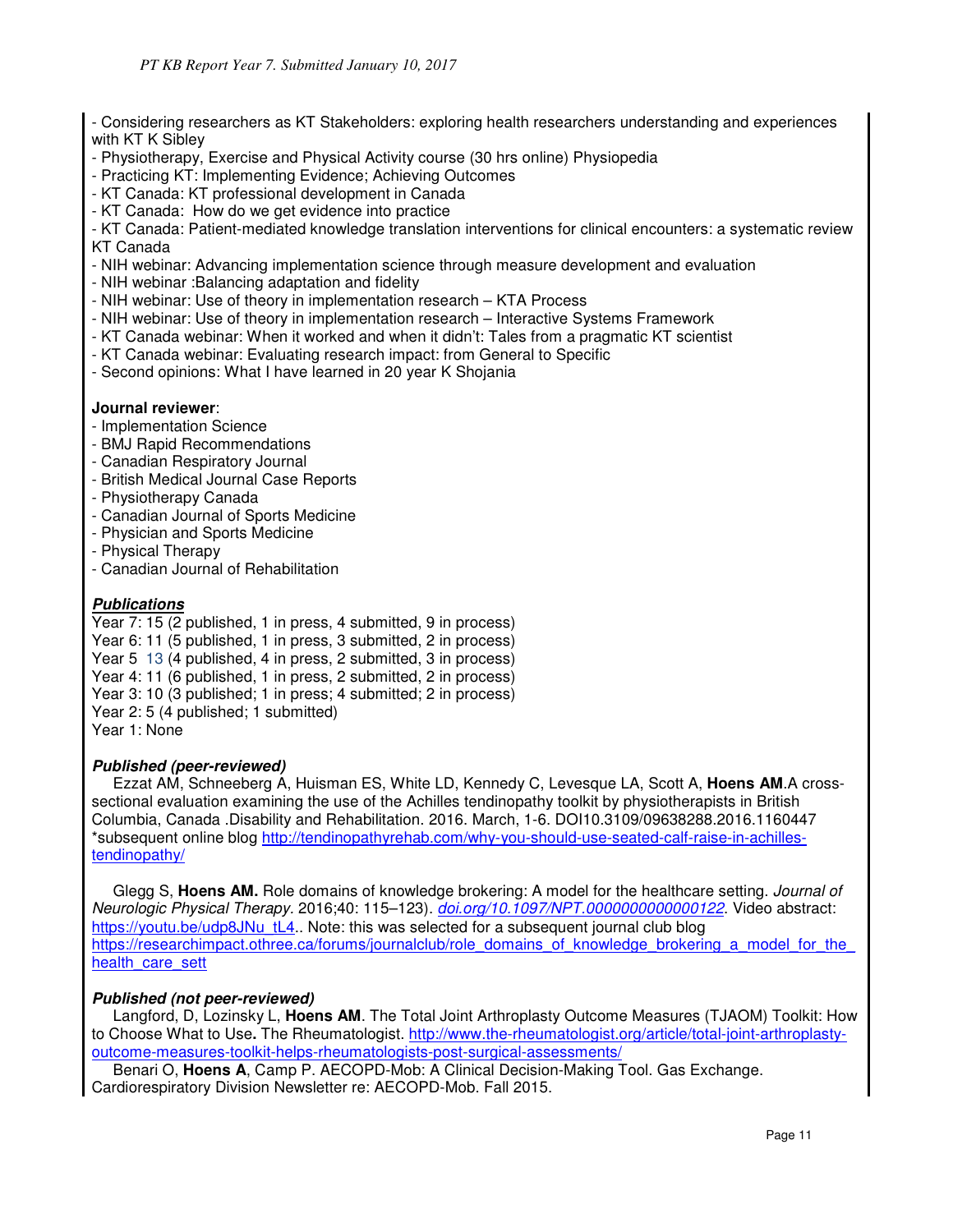- Considering researchers as KT Stakeholders: exploring health researchers understanding and experiences with KT K Sibley
- Physiotherapy, Exercise and Physical Activity course (30 hrs online) Physiopedia
- Practicing KT: Implementing Evidence; Achieving Outcomes
- KT Canada: KT professional development in Canada
- KT Canada: How do we get evidence into practice
- KT Canada: Patient-mediated knowledge translation interventions for clinical encounters: a systematic review KT Canada
- NIH webinar: Advancing implementation science through measure development and evaluation
- NIH webinar :Balancing adaptation and fidelity
- NIH webinar: Use of theory in implementation research – KTA Process
- NIH webinar: Use of theory in implementation research – Interactive Systems Framework
- KT Canada webinar: When it worked and when it didn't: Tales from a pragmatic KT scientist
- KT Canada webinar: Evaluating research impact: from General to Specific
- Second opinions: What I have learned in 20 year K Shojania

**Journal reviewer**:
- Implementation Science
- BMJ Rapid Recommendations
- Canadian Respiratory Journal
- British Medical Journal Case Reports
- Physiotherapy Canada
- Canadian Journal of Sports Medicine
- Physician and Sports Medicine
- Physical Therapy
- Canadian Journal of Rehabilitation

***Publications***

Year 7: 15 (2 published, 1 in press, 4 submitted, 9 in process)
Year 6: 11 (5 published, 1 in press, 3 submitted, 2 in process)
Year 5 13 (4 published, 4 in press, 2 submitted, 3 in process)
Year 4: 11 (6 published, 1 in press, 2 submitted, 2 in process)
Year 3: 10 (3 published; 1 in press; 4 submitted; 2 in process)
Year 2: 5 (4 published; 1 submitted)
Year 1: None

***Published (peer-reviewed)***

Ezzat AM, Schneeberg A, Huisman ES, White LD, Kennedy C, Levesque LA, Scott A, **Hoens AM**.A cross-sectional evaluation examining the use of the Achilles tendinopathy toolkit by physiotherapists in British Columbia, Canada .Disability and Rehabilitation. 2016. March, 1-6. DOI10.3109/09638288.2016.1160447 *subsequent online blog http://tendinopathyrehab.com/why-you-should-use-seated-calf-raise-in-achilles-tendinopathy/

Glegg S, **Hoens AM.** Role domains of knowledge brokering: A model for the healthcare setting. *Journal of Neurologic Physical Therapy.* 2016;40: 115–123). *doi.org/10.1097/NPT.0000000000000122*. Video abstract: https://youtu.be/udp8JNu_tL4.. Note: this was selected for a subsequent journal club blog https://researchimpact.othree.ca/forums/journalclub/role_domains_of_knowledge_brokering_a_model_for_the_health_care_sett

***Published (not peer-reviewed)***

Langford, D, Lozinsky L, **Hoens AM**. The Total Joint Arthroplasty Outcome Measures (TJAOM) Toolkit: How to Choose What to Use**.** The Rheumatologist. http://www.the-rheumatologist.org/article/total-joint-arthroplasty-outcome-measures-toolkit-helps-rheumatologists-post-surgical-assessments/

Benari O, **Hoens A**, Camp P. AECOPD-Mob: A Clinical Decision-Making Tool. Gas Exchange. Cardiorespiratory Division Newsletter re: AECOPD-Mob. Fall 2015.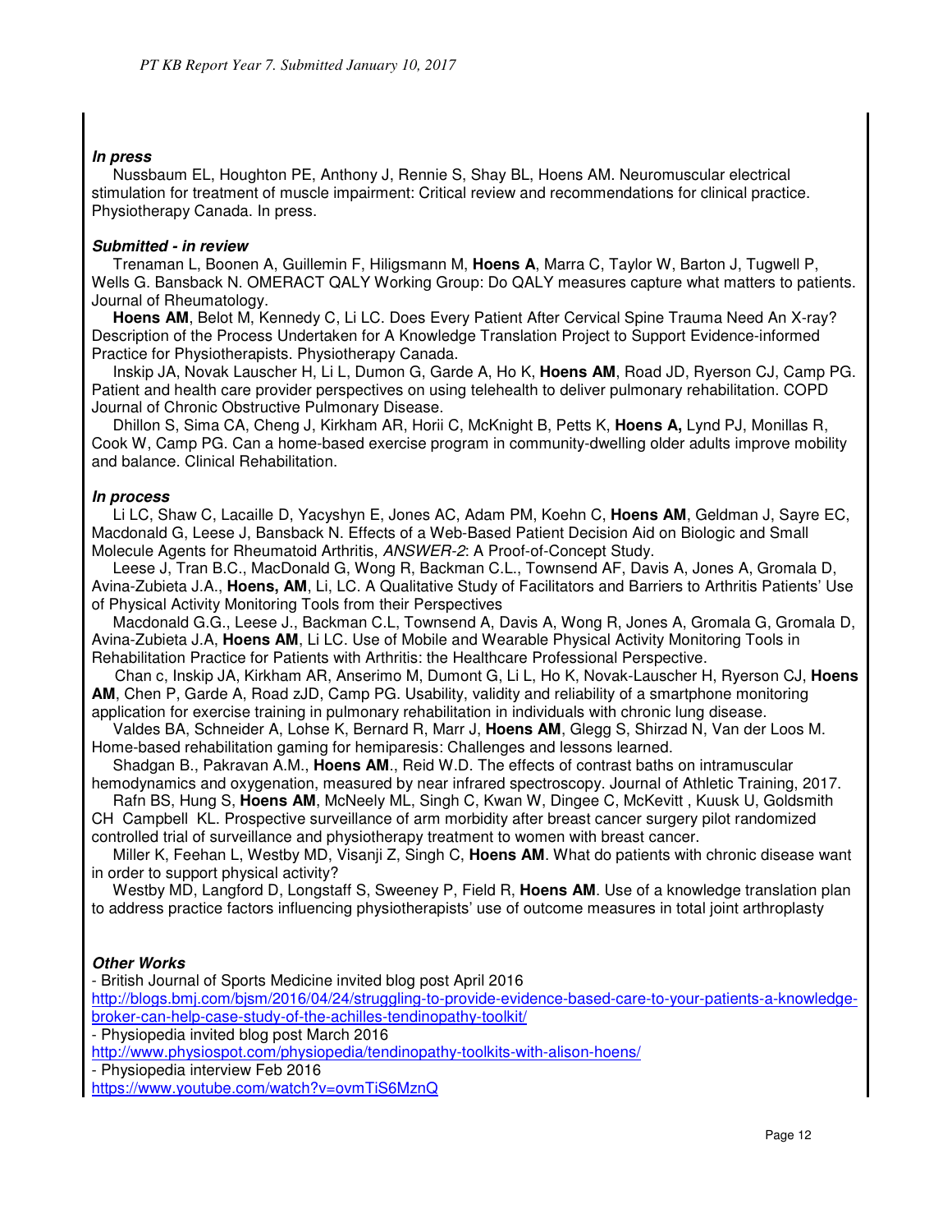***In press***

Nussbaum EL, Houghton PE, Anthony J, Rennie S, Shay BL, Hoens AM. Neuromuscular electrical stimulation for treatment of muscle impairment: Critical review and recommendations for clinical practice. Physiotherapy Canada. In press.

***Submitted - in review***

Trenaman L, Boonen A, Guillemin F, Hiligsmann M, **Hoens A**, Marra C, Taylor W, Barton J, Tugwell P, Wells G. Bansback N. OMERACT QALY Working Group: Do QALY measures capture what matters to patients. Journal of Rheumatology.

**Hoens AM**, Belot M, Kennedy C, Li LC. Does Every Patient After Cervical Spine Trauma Need An X-ray? Description of the Process Undertaken for A Knowledge Translation Project to Support Evidence-informed Practice for Physiotherapists. Physiotherapy Canada.

Inskip JA, Novak Lauscher H, Li L, Dumon G, Garde A, Ho K, **Hoens AM**, Road JD, Ryerson CJ, Camp PG. Patient and health care provider perspectives on using telehealth to deliver pulmonary rehabilitation. COPD Journal of Chronic Obstructive Pulmonary Disease.

Dhillon S, Sima CA, Cheng J, Kirkham AR, Horii C, McKnight B, Petts K, **Hoens A,** Lynd PJ, Monillas R, Cook W, Camp PG. Can a home-based exercise program in community-dwelling older adults improve mobility and balance. Clinical Rehabilitation.

***In process***

Li LC, Shaw C, Lacaille D, Yacyshyn E, Jones AC, Adam PM, Koehn C, **Hoens AM**, Geldman J, Sayre EC, Macdonald G, Leese J, Bansback N. Effects of a Web-Based Patient Decision Aid on Biologic and Small Molecule Agents for Rheumatoid Arthritis, *ANSWER-2*: A Proof-of-Concept Study.

Leese J, Tran B.C., MacDonald G, Wong R, Backman C.L., Townsend AF, Davis A, Jones A, Gromala D, Avina-Zubieta J.A., **Hoens, AM**, Li, LC. A Qualitative Study of Facilitators and Barriers to Arthritis Patients' Use of Physical Activity Monitoring Tools from their Perspectives

Macdonald G.G., Leese J., Backman C.L, Townsend A, Davis A, Wong R, Jones A, Gromala G, Gromala D, Avina-Zubieta J.A, **Hoens AM**, Li LC. Use of Mobile and Wearable Physical Activity Monitoring Tools in Rehabilitation Practice for Patients with Arthritis: the Healthcare Professional Perspective.

Chan c, Inskip JA, Kirkham AR, Anserimo M, Dumont G, Li L, Ho K, Novak-Lauscher H, Ryerson CJ, **Hoens AM**, Chen P, Garde A, Road zJD, Camp PG. Usability, validity and reliability of a smartphone monitoring application for exercise training in pulmonary rehabilitation in individuals with chronic lung disease.

Valdes BA, Schneider A, Lohse K, Bernard R, Marr J, **Hoens AM**, Glegg S, Shirzad N, Van der Loos M. Home-based rehabilitation gaming for hemiparesis: Challenges and lessons learned.

Shadgan B., Pakravan A.M., **Hoens AM**., Reid W.D. The effects of contrast baths on intramuscular hemodynamics and oxygenation, measured by near infrared spectroscopy. Journal of Athletic Training, 2017.

Rafn BS, Hung S, **Hoens AM**, McNeely ML, Singh C, Kwan W, Dingee C, McKevitt , Kuusk U, Goldsmith CH Campbell KL. Prospective surveillance of arm morbidity after breast cancer surgery pilot randomized controlled trial of surveillance and physiotherapy treatment to women with breast cancer.

Miller K, Feehan L, Westby MD, Visanji Z, Singh C, **Hoens AM**. What do patients with chronic disease want in order to support physical activity?

Westby MD, Langford D, Longstaff S, Sweeney P, Field R, **Hoens AM**. Use of a knowledge translation plan to address practice factors influencing physiotherapists' use of outcome measures in total joint arthroplasty

***Other Works***

- British Journal of Sports Medicine invited blog post April 2016
http://blogs.bmj.com/bjsm/2016/04/24/struggling-to-provide-evidence-based-care-to-your-patients-a-knowledge-broker-can-help-case-study-of-the-achilles-tendinopathy-toolkit/
- Physiopedia invited blog post March 2016
http://www.physiospot.com/physiopedia/tendinopathy-toolkits-with-alison-hoens/
- Physiopedia interview Feb 2016
https://www.youtube.com/watch?v=ovmTiS6MznQ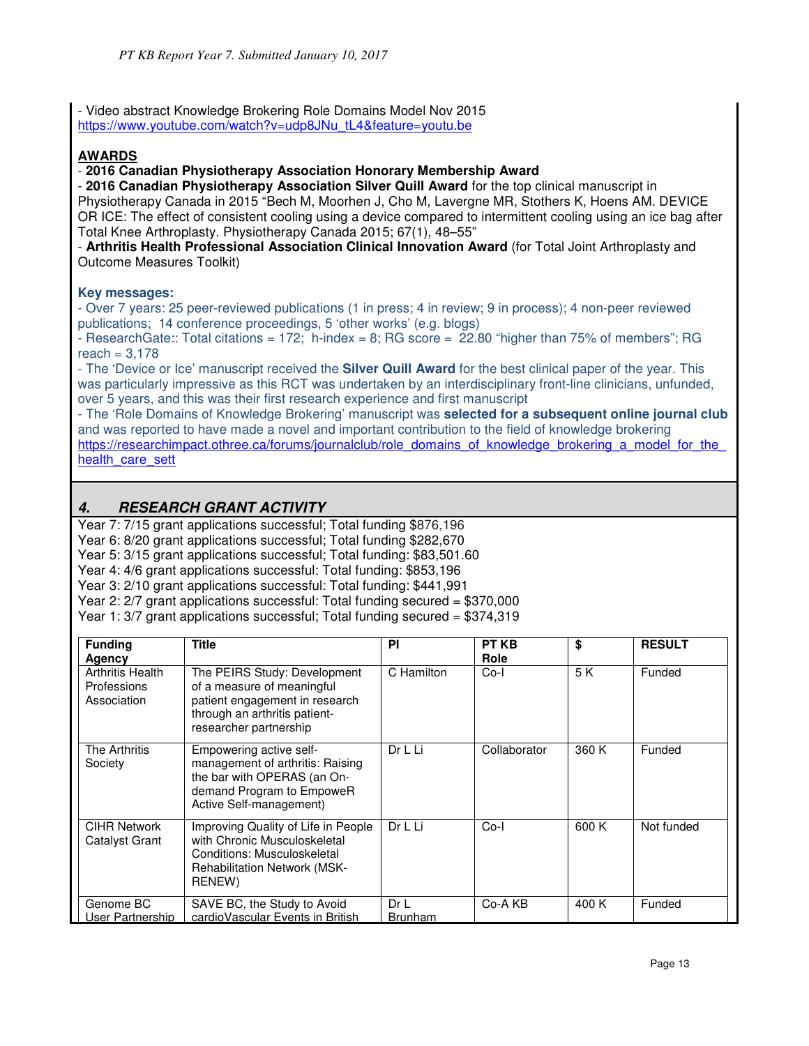- Video abstract Knowledge Brokering Role Domains Model Nov 2015
https://www.youtube.com/watch?v=udp8JNu_tL4&feature=youtu.be

**AWARDS**

- **2016 Canadian Physiotherapy Association Honorary Membership Award**
- **2016 Canadian Physiotherapy Association Silver Quill Award** for the top clinical manuscript in Physiotherapy Canada in 2015 "Bech M, Moorhen J, Cho M, Lavergne MR, Stothers K, Hoens AM. DEVICE OR ICE: The effect of consistent cooling using a device compared to intermittent cooling using an ice bag after Total Knee Arthroplasty. Physiotherapy Canada 2015; 67(1), 48–55"
- **Arthritis Health Professional Association Clinical Innovation Award** (for Total Joint Arthroplasty and Outcome Measures Toolkit)

**Key messages:**

- Over 7 years: 25 peer-reviewed publications (1 in press; 4 in review; 9 in process); 4 non-peer reviewed publications; 14 conference proceedings, 5 'other works' (e.g. blogs)
- ResearchGate:: Total citations = 172; h-index = 8; RG score = 22.80 "higher than 75% of members"; RG reach = 3,178
- The 'Device or Ice' manuscript received the **Silver Quill Award** for the best clinical paper of the year. This was particularly impressive as this RCT was undertaken by an interdisciplinary front-line clinicians, unfunded, over 5 years, and this was their first research experience and first manuscript
- The 'Role Domains of Knowledge Brokering' manuscript was **selected for a subsequent online journal club** and was reported to have made a novel and important contribution to the field of knowledge brokering https://researchimpact.othree.ca/forums/journalclub/role_domains_of_knowledge_brokering_a_model_for_the_health_care_sett

## 4. RESEARCH GRANT ACTIVITY

Year 7: 7/15 grant applications successful; Total funding $876,196
Year 6: 8/20 grant applications successful; Total funding $282,670
Year 5: 3/15 grant applications successful; Total funding: $83,501.60
Year 4: 4/6 grant applications successful: Total funding: $853,196
Year 3: 2/10 grant applications successful: Total funding: $441,991
Year 2: 2/7 grant applications successful: Total funding secured = $370,000
Year 1: 3/7 grant applications successful; Total funding secured = $374,319

| Funding Agency | Title | PI | PT KB Role | $ | RESULT |
|---|---|---|---|---|---|
| Arthritis Health Professions Association | The PEIRS Study: Development of a measure of meaningful patient engagement in research through an arthritis patient-researcher partnership | C Hamilton | Co-I | 5 K | Funded |
| The Arthritis Society | Empowering active self-management of arthritis: Raising the bar with OPERAS (an On-demand Program to EmpoweR Active Self-management) | Dr L Li | Collaborator | 360 K | Funded |
| CIHR Network Catalyst Grant | Improving Quality of Life in People with Chronic Musculoskeletal Conditions: Musculoskeletal Rehabilitation Network (MSK-RENEW) | Dr L Li | Co-I | 600 K | Not funded |
| Genome BC User Partnership | SAVE BC, the Study to Avoid cardioVascular Events in British | Dr L Brunham | Co-A KB | 400 K | Funded |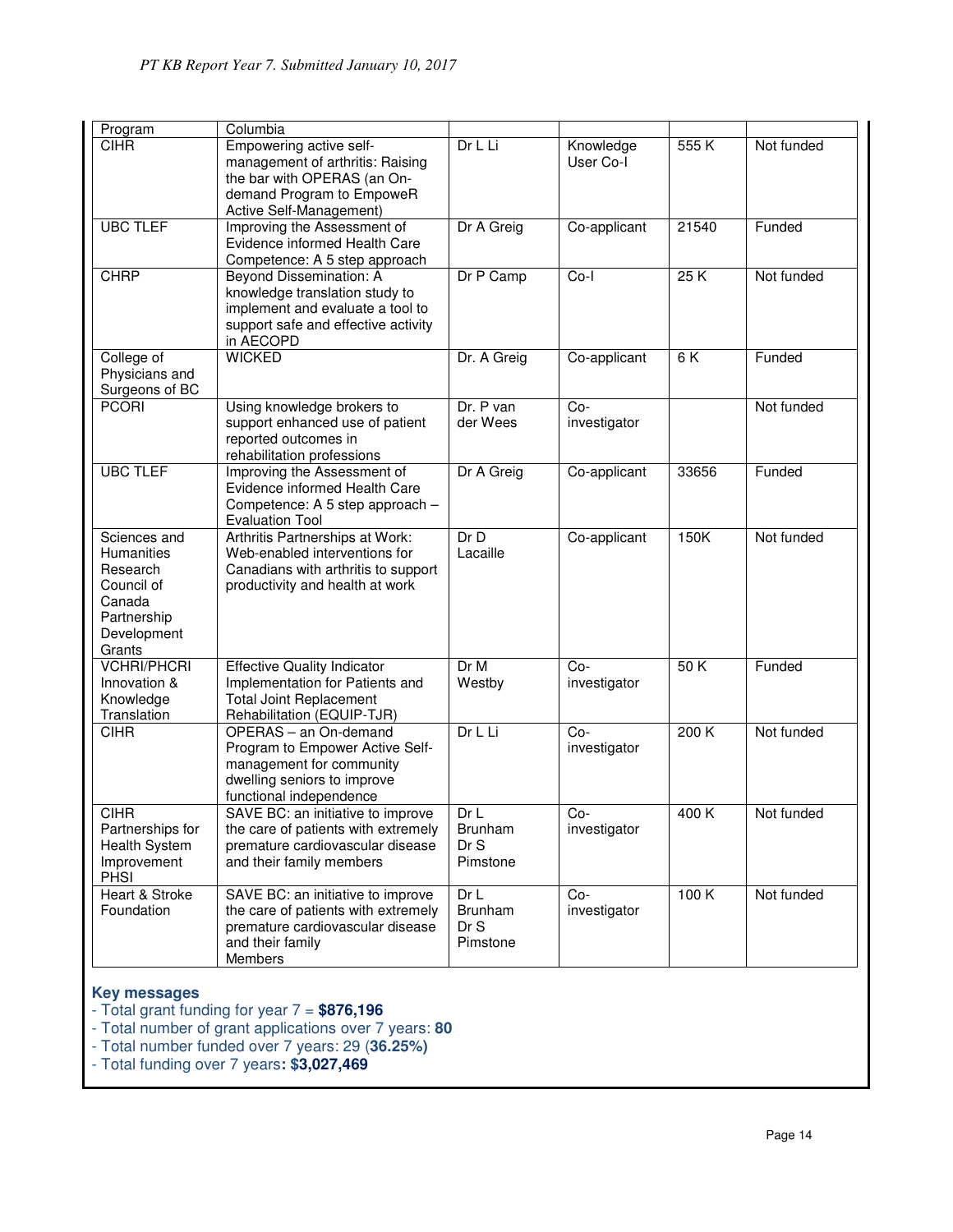| Program | Columbia | | | | |
|---|---|---|---|---|---|
| CIHR | Empowering active self-management of arthritis: Raising the bar with OPERAS (an On-demand Program to EmpoweR Active Self-Management) | Dr L Li | Knowledge User Co-I | 555 K | Not funded |
| UBC TLEF | Improving the Assessment of Evidence informed Health Care Competence: A 5 step approach | Dr A Greig | Co-applicant | 21540 | Funded |
| CHRP | Beyond Dissemination: A knowledge translation study to implement and evaluate a tool to support safe and effective activity in AECOPD | Dr P Camp | Co-I | 25 K | Not funded |
| College of Physicians and Surgeons of BC | WICKED | Dr. A Greig | Co-applicant | 6 K | Funded |
| PCORI | Using knowledge brokers to support enhanced use of patient reported outcomes in rehabilitation professions | Dr. P van der Wees | Co-investigator | | Not funded |
| UBC TLEF | Improving the Assessment of Evidence informed Health Care Competence: A 5 step approach – Evaluation Tool | Dr A Greig | Co-applicant | 33656 | Funded |
| Sciences and Humanities Research Council of Canada Partnership Development Grants | Arthritis Partnerships at Work: Web-enabled interventions for Canadians with arthritis to support productivity and health at work | Dr D Lacaille | Co-applicant | 150K | Not funded |
| VCHRI/PHCRI Innovation & Knowledge Translation | Effective Quality Indicator Implementation for Patients and Total Joint Replacement Rehabilitation (EQUIP-TJR) | Dr M Westby | Co-investigator | 50 K | Funded |
| CIHR | OPERAS – an On-demand Program to Empower Active Self-management for community dwelling seniors to improve functional independence | Dr L Li | Co-investigator | 200 K | Not funded |
| CIHR Partnerships for Health System Improvement PHSI | SAVE BC: an initiative to improve the care of patients with extremely premature cardiovascular disease and their family members | Dr L Brunham Dr S Pimstone | Co-investigator | 400 K | Not funded |
| Heart & Stroke Foundation | SAVE BC: an initiative to improve the care of patients with extremely premature cardiovascular disease and their family Members | Dr L Brunham Dr S Pimstone | Co-investigator | 100 K | Not funded |

**Key messages**

- Total grant funding for year 7 = **$876,196**
- Total number of grant applications over 7 years: **80**
- Total number funded over 7 years: 29 (**36.25%)**
- Total funding over 7 years**: $3,027,469**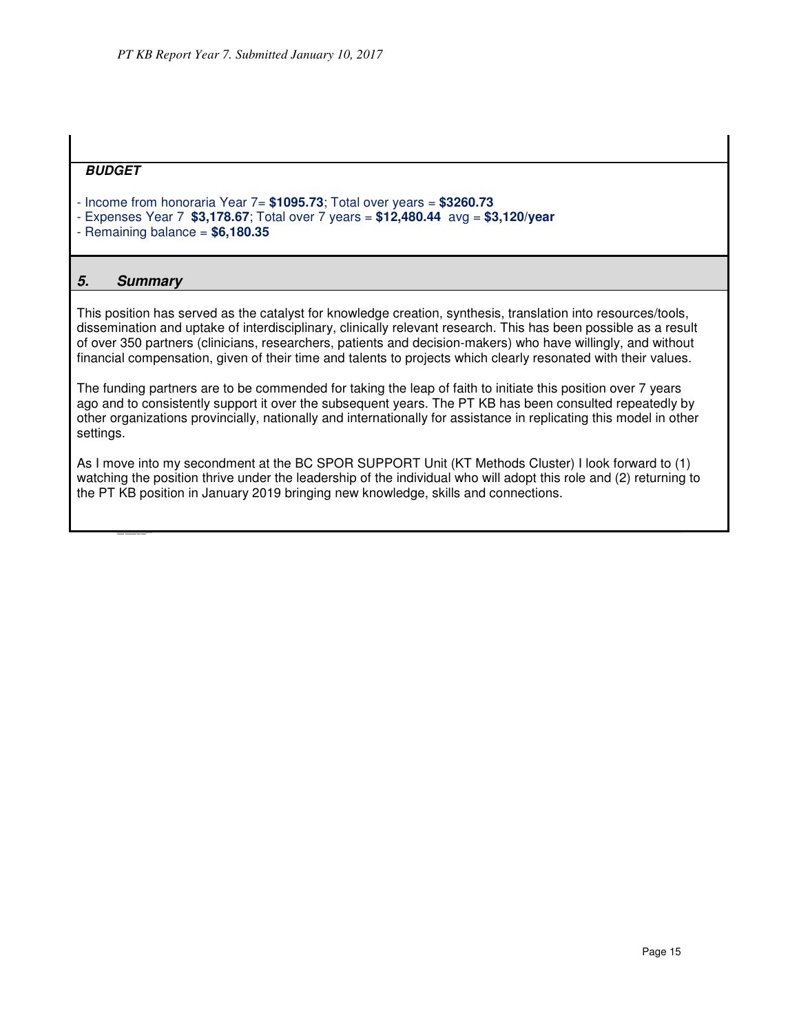**BUDGET**

- Income from honoraria Year 7= **$1095.73**; Total over years = **$3260.73**
- Expenses Year 7 **$3,178.67**; Total over 7 years = **$12,480.44** avg = **$3,120/year**
- Remaining balance = **$6,180.35**

### *5. Summary*

This position has served as the catalyst for knowledge creation, synthesis, translation into resources/tools, dissemination and uptake of interdisciplinary, clinically relevant research. This has been possible as a result of over 350 partners (clinicians, researchers, patients and decision-makers) who have willingly, and without financial compensation, given of their time and talents to projects which clearly resonated with their values.

The funding partners are to be commended for taking the leap of faith to initiate this position over 7 years ago and to consistently support it over the subsequent years. The PT KB has been consulted repeatedly by other organizations provincially, nationally and internationally for assistance in replicating this model in other settings.

As I move into my secondment at the BC SPOR SUPPORT Unit (KT Methods Cluster) I look forward to (1) watching the position thrive under the leadership of the individual who will adopt this role and (2) returning to the PT KB position in January 2019 bringing new knowledge, skills and connections.